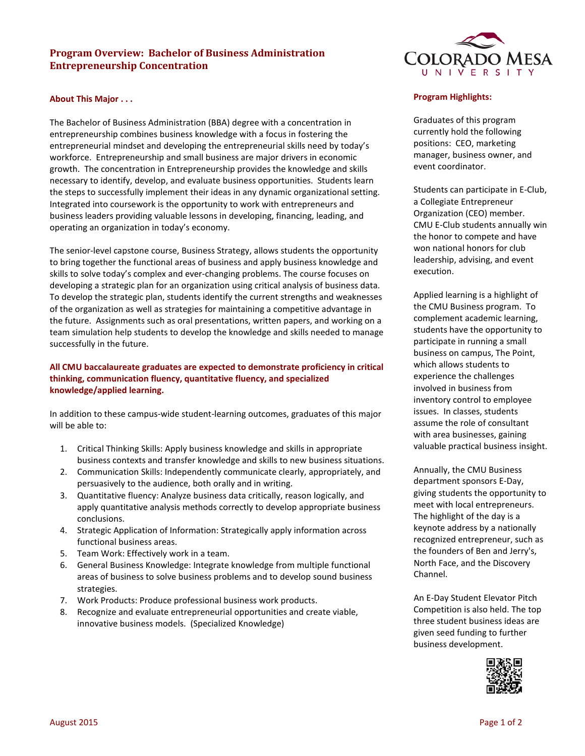# Program Overview: Bachelor of Business Administration Entrepreneurship Concentration

## About This Major . . .

The Bachelor of Business Administration (BBA) degree with a concentration in entrepreneurship combines business knowledge with a focus in fostering the entrepreneurial mindset and developing the entrepreneurial skills need by today's workforce. Entrepreneurship and small business are major drivers in economic growth. The concentration in Entrepreneurship provides the knowledge and skills necessary to identify, develop, and evaluate business opportunities. Students learn the steps to successfully implement their ideas in any dynamic organizational setting. Integrated into coursework is the opportunity to work with entrepreneurs and business leaders providing valuable lessons in developing, financing, leading, and operating an organization in today's economy.

The senior-level capstone course, Business Strategy, allows students the opportunity to bring together the functional areas of business and apply business knowledge and skills to solve today's complex and ever-changing problems. The course focuses on developing a strategic plan for an organization using critical analysis of business data. To develop the strategic plan, students identify the current strengths and weaknesses of the organization as well as strategies for maintaining a competitive advantage in the future. Assignments such as oral presentations, written papers, and working on a team simulation help students to develop the knowledge and skills needed to manage successfully in the future.

**All CMU baccalaureate graduates are expected to demonstrate proficiency in critical thinking, communication fluency, quantitative fluency, and specialized knowledge/applied learning.**

In addition to these campus-wide student-learning outcomes, graduates of this major will be able to:

1. Critical Thinking Skills: Apply business knowledge and skills in appropriate business contexts and transfer knowledge and skills to new business situations.
2. Communication Skills: Independently communicate clearly, appropriately, and persuasively to the audience, both orally and in writing.
3. Quantitative fluency: Analyze business data critically, reason logically, and apply quantitative analysis methods correctly to develop appropriate business conclusions.
4. Strategic Application of Information: Strategically apply information across functional business areas.
5. Team Work: Effectively work in a team.
6. General Business Knowledge: Integrate knowledge from multiple functional areas of business to solve business problems and to develop sound business strategies.
7. Work Products: Produce professional business work products.
8. Recognize and evaluate entrepreneurial opportunities and create viable, innovative business models. (Specialized Knowledge)

## Program Highlights:

Graduates of this program currently hold the following positions: CEO, marketing manager, business owner, and event coordinator.

Students can participate in E-Club, a Collegiate Entrepreneur Organization (CEO) member. CMU E-Club students annually win the honor to compete and have won national honors for club leadership, advising, and event execution.

Applied learning is a highlight of the CMU Business program. To complement academic learning, students have the opportunity to participate in running a small business on campus, The Point, which allows students to experience the challenges involved in business from inventory control to employee issues. In classes, students assume the role of consultant with area businesses, gaining valuable practical business insight.

Annually, the CMU Business department sponsors E-Day, giving students the opportunity to meet with local entrepreneurs. The highlight of the day is a keynote address by a nationally recognized entrepreneur, such as the founders of Ben and Jerry's, North Face, and the Discovery Channel.

An E-Day Student Elevator Pitch Competition is also held. The top three student business ideas are given seed funding to further business development.

August 2015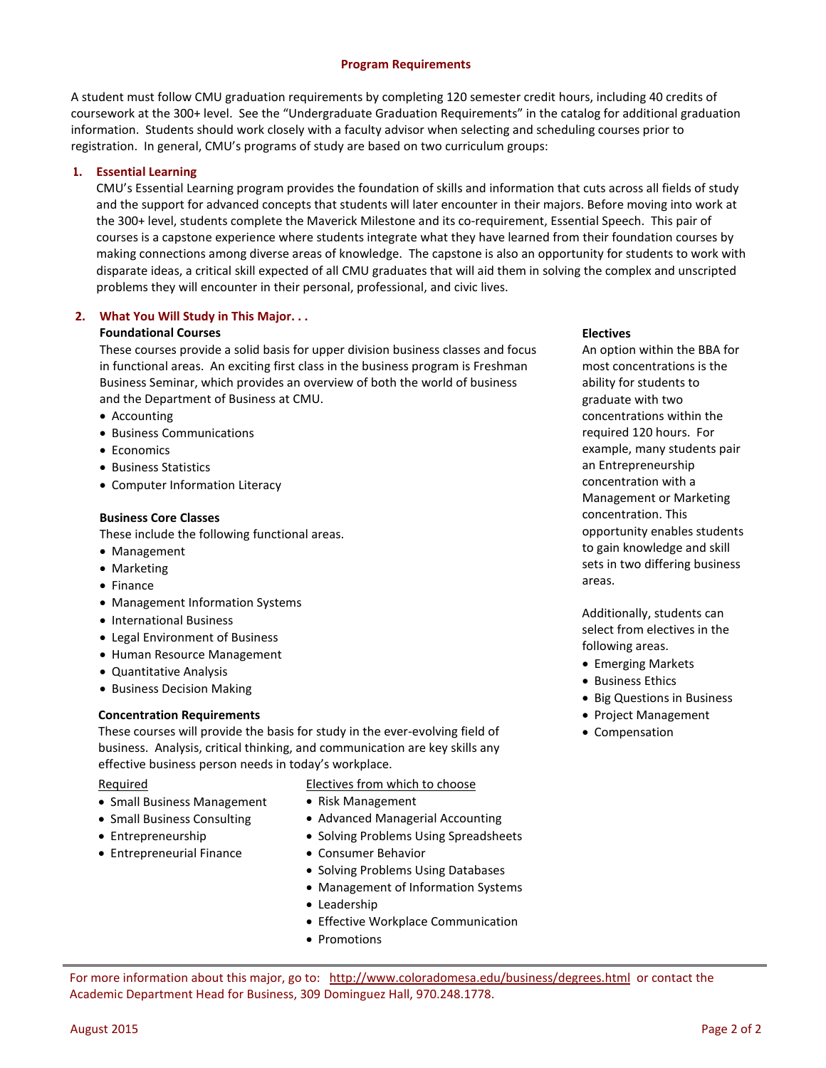## Program Requirements

A student must follow CMU graduation requirements by completing 120 semester credit hours, including 40 credits of coursework at the 300+ level. See the "Undergraduate Graduation Requirements" in the catalog for additional graduation information. Students should work closely with a faculty advisor when selecting and scheduling courses prior to registration. In general, CMU's programs of study are based on two curriculum groups:

### 1. Essential Learning

CMU's Essential Learning program provides the foundation of skills and information that cuts across all fields of study and the support for advanced concepts that students will later encounter in their majors. Before moving into work at the 300+ level, students complete the Maverick Milestone and its co-requirement, Essential Speech. This pair of courses is a capstone experience where students integrate what they have learned from their foundation courses by making connections among diverse areas of knowledge. The capstone is also an opportunity for students to work with disparate ideas, a critical skill expected of all CMU graduates that will aid them in solving the complex and unscripted problems they will encounter in their personal, professional, and civic lives.

### 2. What You Will Study in This Major. . .

**Foundational Courses**

These courses provide a solid basis for upper division business classes and focus in functional areas. An exciting first class in the business program is Freshman Business Seminar, which provides an overview of both the world of business and the Department of Business at CMU.

- Accounting
- Business Communications
- Economics
- Business Statistics
- Computer Information Literacy

**Business Core Classes**

These include the following functional areas.

- Management
- Marketing
- Finance
- Management Information Systems
- International Business
- Legal Environment of Business
- Human Resource Management
- Quantitative Analysis
- Business Decision Making

**Concentration Requirements**

These courses will provide the basis for study in the ever-evolving field of business. Analysis, critical thinking, and communication are key skills any effective business person needs in today's workplace.

Required

- Small Business Management
- Small Business Consulting
- Entrepreneurship
- Entrepreneurial Finance

Electives from which to choose

- Risk Management
- Advanced Managerial Accounting
- Solving Problems Using Spreadsheets
- Consumer Behavior
- Solving Problems Using Databases
- Management of Information Systems
- Leadership
- Effective Workplace Communication
- Promotions

**Electives**

An option within the BBA for most concentrations is the ability for students to graduate with two concentrations within the required 120 hours. For example, many students pair an Entrepreneurship concentration with a Management or Marketing concentration. This opportunity enables students to gain knowledge and skill sets in two differing business areas.

Additionally, students can select from electives in the following areas.

- Emerging Markets
- Business Ethics
- Big Questions in Business
- Project Management
- Compensation

---

For more information about this major, go to: http://www.coloradomesa.edu/business/degrees.html or contact the Academic Department Head for Business, 309 Dominguez Hall, 970.248.1778.

August 2015